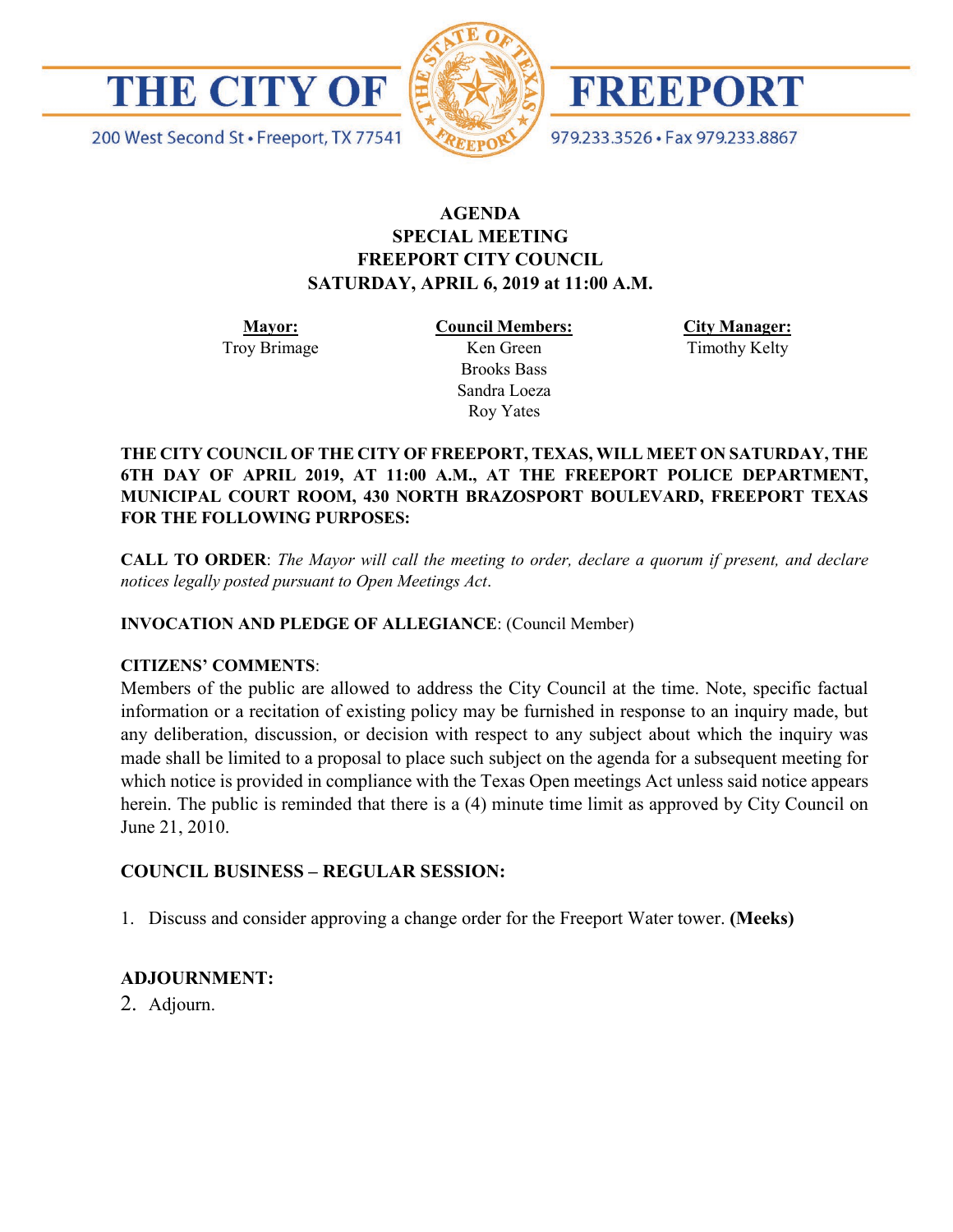# THE CITY OF FREEPORT

200 West Second St • Freeport, TX 77541

979.233.3526 • Fax 979.233.8867

**AGENDA**
**SPECIAL MEETING**
**FREEPORT CITY COUNCIL**
**SATURDAY, APRIL 6, 2019 at 11:00 A.M.**

| **Mayor:** | **Council Members:** | **City Manager:** |
|---|---|---|
| Troy Brimage | Ken Green | Timothy Kelty |
| | Brooks Bass | |
| | Sandra Loeza | |
| | Roy Yates | |

**THE CITY COUNCIL OF THE CITY OF FREEPORT, TEXAS, WILL MEET ON SATURDAY, THE 6TH DAY OF APRIL 2019, AT 11:00 A.M., AT THE FREEPORT POLICE DEPARTMENT, MUNICIPAL COURT ROOM, 430 NORTH BRAZOSPORT BOULEVARD, FREEPORT TEXAS FOR THE FOLLOWING PURPOSES:**

**CALL TO ORDER**: *The Mayor will call the meeting to order, declare a quorum if present, and declare notices legally posted pursuant to Open Meetings Act.*

**INVOCATION AND PLEDGE OF ALLEGIANCE**: (Council Member)

**CITIZENS' COMMENTS**:
Members of the public are allowed to address the City Council at the time. Note, specific factual information or a recitation of existing policy may be furnished in response to an inquiry made, but any deliberation, discussion, or decision with respect to any subject about which the inquiry was made shall be limited to a proposal to place such subject on the agenda for a subsequent meeting for which notice is provided in compliance with the Texas Open meetings Act unless said notice appears herein. The public is reminded that there is a (4) minute time limit as approved by City Council on June 21, 2010.

**COUNCIL BUSINESS – REGULAR SESSION:**

1. Discuss and consider approving a change order for the Freeport Water tower. **(Meeks)**

**ADJOURNMENT:**

2. Adjourn.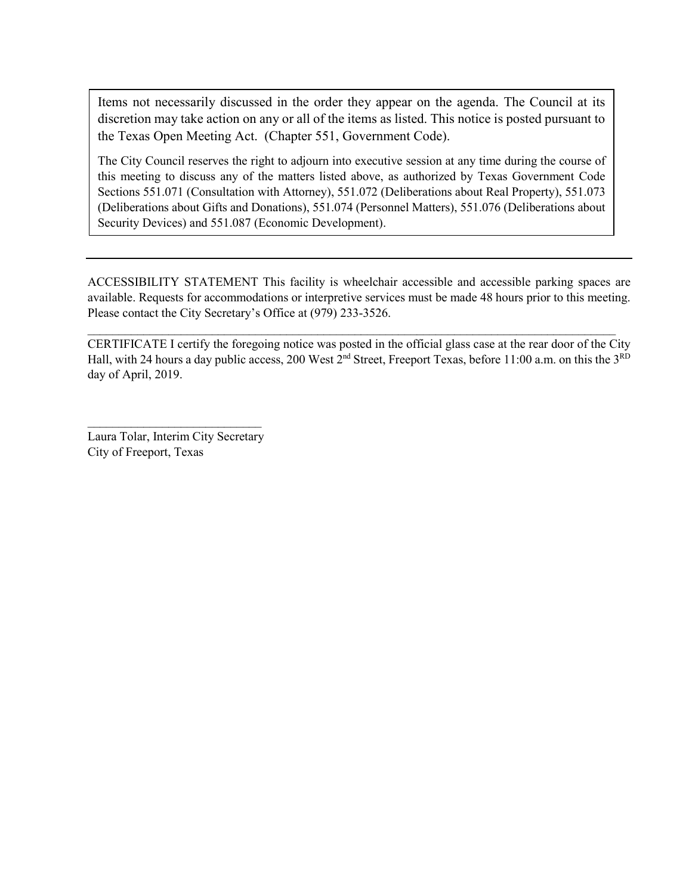Items not necessarily discussed in the order they appear on the agenda. The Council at its discretion may take action on any or all of the items as listed. This notice is posted pursuant to the Texas Open Meeting Act. (Chapter 551, Government Code).

The City Council reserves the right to adjourn into executive session at any time during the course of this meeting to discuss any of the matters listed above, as authorized by Texas Government Code Sections 551.071 (Consultation with Attorney), 551.072 (Deliberations about Real Property), 551.073 (Deliberations about Gifts and Donations), 551.074 (Personnel Matters), 551.076 (Deliberations about Security Devices) and 551.087 (Economic Development).

---

ACCESSIBILITY STATEMENT This facility is wheelchair accessible and accessible parking spaces are available. Requests for accommodations or interpretive services must be made 48 hours prior to this meeting. Please contact the City Secretary's Office at (979) 233-3526.

---

CERTIFICATE I certify the foregoing notice was posted in the official glass case at the rear door of the City Hall, with 24 hours a day public access, 200 West 2nd Street, Freeport Texas, before 11:00 a.m. on this the 3RD day of April, 2019.

\_\_\_\_\_\_\_\_\_\_\_\_\_\_\_\_\_\_\_\_\_\_\_\_\_\_\_\_

Laura Tolar, Interim City Secretary
City of Freeport, Texas